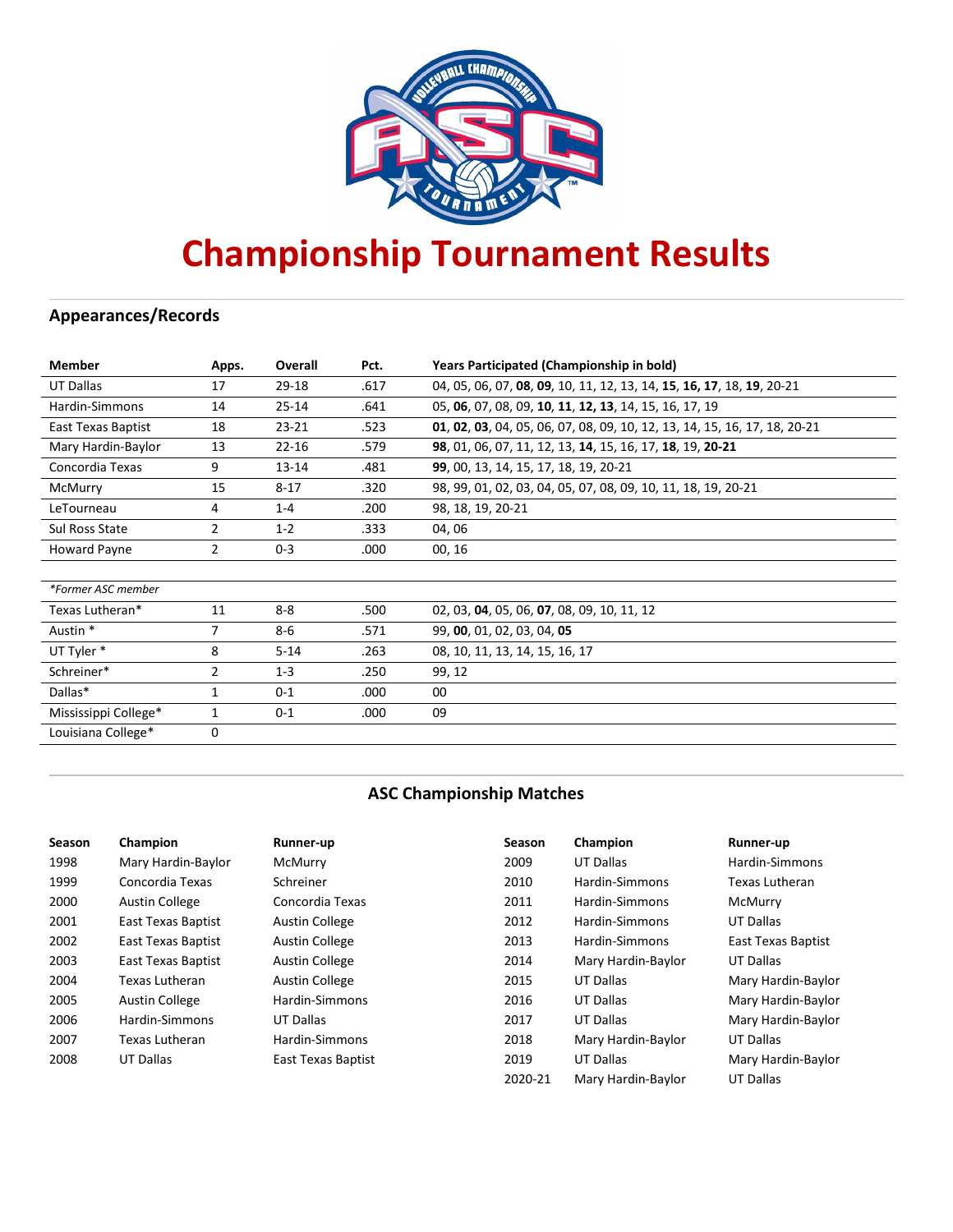# Championship Tournament Results

## Appearances/Records

| Member | Apps. | Overall | Pct. | Years Participated (Championship in bold) |
|---|---|---|---|---|
| UT Dallas | 17 | 29-18 | .617 | 04, 05, 06, 07, **08**, **09**, 10, 11, 12, 13, 14, **15**, **16**, **17**, 18, **19**, 20-21 |
| Hardin-Simmons | 14 | 25-14 | .641 | 05, **06**, 07, 08, 09, **10**, **11**, **12**, **13**, 14, 15, 16, 17, 19 |
| East Texas Baptist | 18 | 23-21 | .523 | **01**, **02**, **03**, 04, 05, 06, 07, 08, 09, 10, 12, 13, 14, 15, 16, 17, 18, 20-21 |
| Mary Hardin-Baylor | 13 | 22-16 | .579 | **98**, 01, 06, 07, 11, 12, 13, **14**, 15, 16, 17, **18**, 19, **20-21** |
| Concordia Texas | 9 | 13-14 | .481 | **99**, 00, 13, 14, 15, 17, 18, 19, 20-21 |
| McMurry | 15 | 8-17 | .320 | 98, 99, 01, 02, 03, 04, 05, 07, 08, 09, 10, 11, 18, 19, 20-21 |
| LeTourneau | 4 | 1-4 | .200 | 98, 18, 19, 20-21 |
| Sul Ross State | 2 | 1-2 | .333 | 04, 06 |
| Howard Payne | 2 | 0-3 | .000 | 00, 16 |
| | | | | |
| *\*Former ASC member* | | | | |
| Texas Lutheran* | 11 | 8-8 | .500 | 02, 03, **04**, 05, 06, **07**, 08, 09, 10, 11, 12 |
| Austin * | 7 | 8-6 | .571 | 99, **00**, 01, 02, 03, 04, **05** |
| UT Tyler * | 8 | 5-14 | .263 | 08, 10, 11, 13, 14, 15, 16, 17 |
| Schreiner* | 2 | 1-3 | .250 | 99, 12 |
| Dallas* | 1 | 0-1 | .000 | 00 |
| Mississippi College* | 1 | 0-1 | .000 | 09 |
| Louisiana College* | 0 | | | |

## ASC Championship Matches

| Season | Champion | Runner-up |
|---|---|---|
| 1998 | Mary Hardin-Baylor | McMurry |
| 1999 | Concordia Texas | Schreiner |
| 2000 | Austin College | Concordia Texas |
| 2001 | East Texas Baptist | Austin College |
| 2002 | East Texas Baptist | Austin College |
| 2003 | East Texas Baptist | Austin College |
| 2004 | Texas Lutheran | Austin College |
| 2005 | Austin College | Hardin-Simmons |
| 2006 | Hardin-Simmons | UT Dallas |
| 2007 | Texas Lutheran | Hardin-Simmons |
| 2008 | UT Dallas | East Texas Baptist |
| 2009 | UT Dallas | Hardin-Simmons |
| 2010 | Hardin-Simmons | Texas Lutheran |
| 2011 | Hardin-Simmons | McMurry |
| 2012 | Hardin-Simmons | UT Dallas |
| 2013 | Hardin-Simmons | East Texas Baptist |
| 2014 | Mary Hardin-Baylor | UT Dallas |
| 2015 | UT Dallas | Mary Hardin-Baylor |
| 2016 | UT Dallas | Mary Hardin-Baylor |
| 2017 | UT Dallas | Mary Hardin-Baylor |
| 2018 | Mary Hardin-Baylor | UT Dallas |
| 2019 | UT Dallas | Mary Hardin-Baylor |
| 2020-21 | Mary Hardin-Baylor | UT Dallas |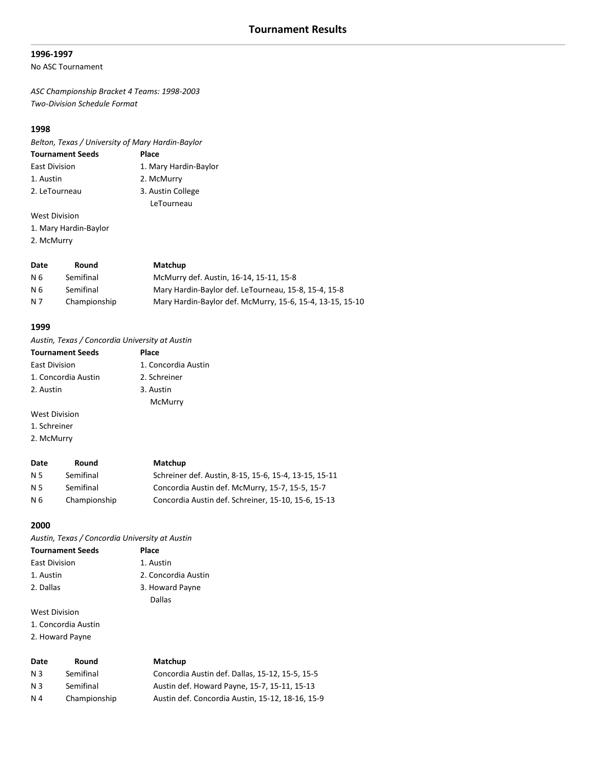# Tournament Results

### 1996-1997

No ASC Tournament

*ASC Championship Bracket 4 Teams: 1998-2003*
*Two-Division Schedule Format*

### 1998

*Belton, Texas / University of Mary Hardin-Baylor*

| Tournament Seeds | Place |
|---|---|
| East Division | 1. Mary Hardin-Baylor |
| 1. Austin | 2. McMurry |
| 2. LeTourneau | 3. Austin College |
| | LeTourneau |
| West Division | |
| 1. Mary Hardin-Baylor | |
| 2. McMurry | |

| Date | Round | Matchup |
|---|---|---|
| N 6 | Semifinal | McMurry def. Austin, 16-14, 15-11, 15-8 |
| N 6 | Semifinal | Mary Hardin-Baylor def. LeTourneau, 15-8, 15-4, 15-8 |
| N 7 | Championship | Mary Hardin-Baylor def. McMurry, 15-6, 15-4, 13-15, 15-10 |

### 1999

*Austin, Texas / Concordia University at Austin*

| Tournament Seeds | Place |
|---|---|
| East Division | 1. Concordia Austin |
| 1. Concordia Austin | 2. Schreiner |
| 2. Austin | 3. Austin |
| | McMurry |
| West Division | |
| 1. Schreiner | |
| 2. McMurry | |

| Date | Round | Matchup |
|---|---|---|
| N 5 | Semifinal | Schreiner def. Austin, 8-15, 15-6, 15-4, 13-15, 15-11 |
| N 5 | Semifinal | Concordia Austin def. McMurry, 15-7, 15-5, 15-7 |
| N 6 | Championship | Concordia Austin def. Schreiner, 15-10, 15-6, 15-13 |

### 2000

*Austin, Texas / Concordia University at Austin*

| Tournament Seeds | Place |
|---|---|
| East Division | 1. Austin |
| 1. Austin | 2. Concordia Austin |
| 2. Dallas | 3. Howard Payne |
| | Dallas |
| West Division | |
| 1. Concordia Austin | |
| 2. Howard Payne | |

| Date | Round | Matchup |
|---|---|---|
| N 3 | Semifinal | Concordia Austin def. Dallas, 15-12, 15-5, 15-5 |
| N 3 | Semifinal | Austin def. Howard Payne, 15-7, 15-11, 15-13 |
| N 4 | Championship | Austin def. Concordia Austin, 15-12, 18-16, 15-9 |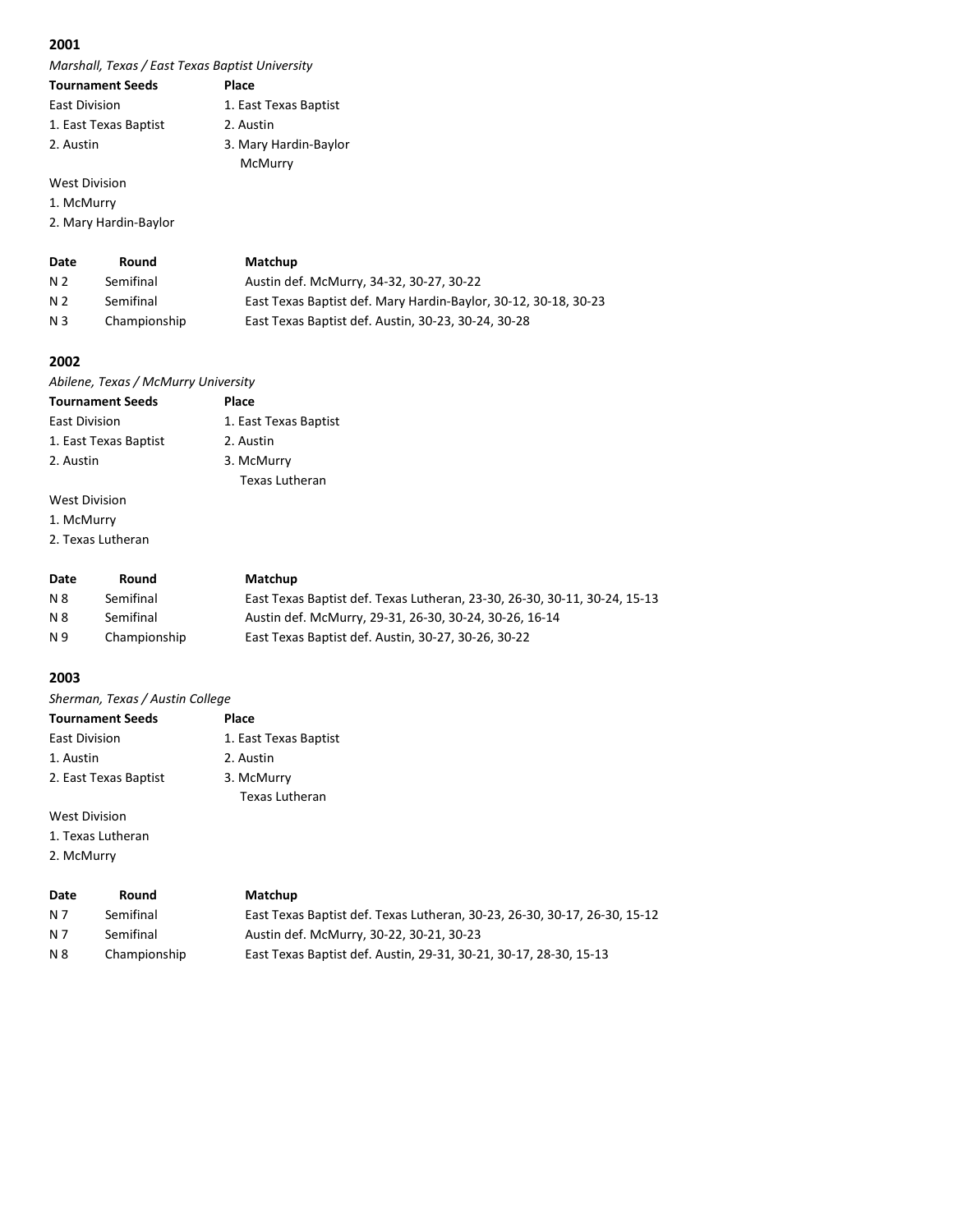## 2001

*Marshall, Texas / East Texas Baptist University*

| Tournament Seeds | Place |
| --- | --- |
| East Division | 1. East Texas Baptist |
| 1. East Texas Baptist | 2. Austin |
| 2. Austin | 3. Mary Hardin-Baylor |
| | McMurry |
| West Division | |
| 1. McMurry | |
| 2. Mary Hardin-Baylor | |

| Date | Round | Matchup |
| --- | --- | --- |
| N 2 | Semifinal | Austin def. McMurry, 34-32, 30-27, 30-22 |
| N 2 | Semifinal | East Texas Baptist def. Mary Hardin-Baylor, 30-12, 30-18, 30-23 |
| N 3 | Championship | East Texas Baptist def. Austin, 30-23, 30-24, 30-28 |

## 2002

*Abilene, Texas / McMurry University*

| Tournament Seeds | Place |
| --- | --- |
| East Division | 1. East Texas Baptist |
| 1. East Texas Baptist | 2. Austin |
| 2. Austin | 3. McMurry |
| | Texas Lutheran |
| West Division | |
| 1. McMurry | |
| 2. Texas Lutheran | |

| Date | Round | Matchup |
| --- | --- | --- |
| N 8 | Semifinal | East Texas Baptist def. Texas Lutheran, 23-30, 26-30, 30-11, 30-24, 15-13 |
| N 8 | Semifinal | Austin def. McMurry, 29-31, 26-30, 30-24, 30-26, 16-14 |
| N 9 | Championship | East Texas Baptist def. Austin, 30-27, 30-26, 30-22 |

## 2003

*Sherman, Texas / Austin College*

| Tournament Seeds | Place |
| --- | --- |
| East Division | 1. East Texas Baptist |
| 1. Austin | 2. Austin |
| 2. East Texas Baptist | 3. McMurry |
| | Texas Lutheran |
| West Division | |
| 1. Texas Lutheran | |
| 2. McMurry | |

| Date | Round | Matchup |
| --- | --- | --- |
| N 7 | Semifinal | East Texas Baptist def. Texas Lutheran, 30-23, 26-30, 30-17, 26-30, 15-12 |
| N 7 | Semifinal | Austin def. McMurry, 30-22, 30-21, 30-23 |
| N 8 | Championship | East Texas Baptist def. Austin, 29-31, 30-21, 30-17, 28-30, 15-13 |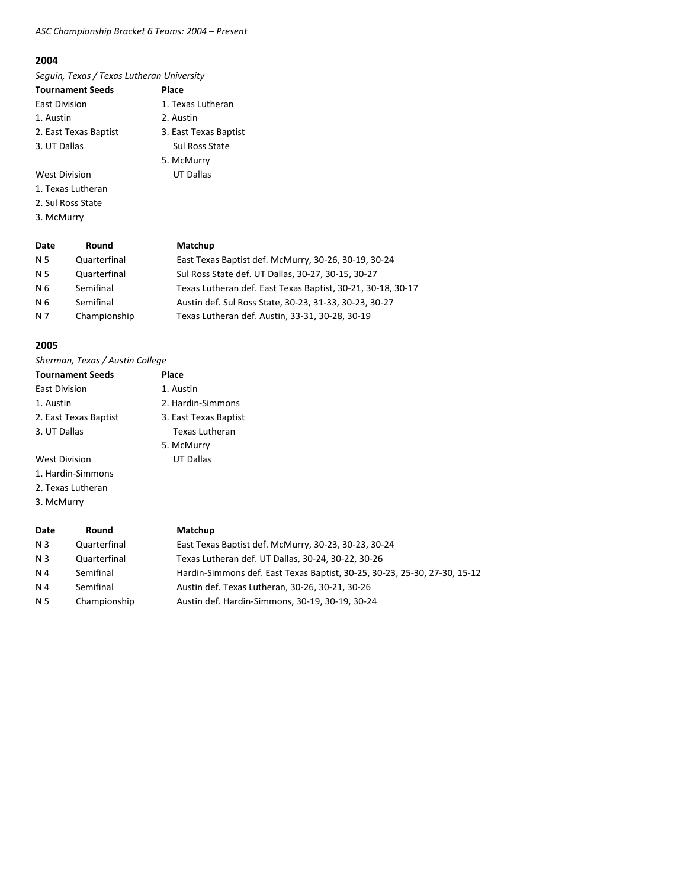*ASC Championship Bracket 6 Teams: 2004 – Present*

## 2004

*Seguin, Texas / Texas Lutheran University*

| Tournament Seeds | Place |
|---|---|
| East Division | 1. Texas Lutheran |
| 1. Austin | 2. Austin |
| 2. East Texas Baptist | 3. East Texas Baptist |
| 3. UT Dallas | Sul Ross State |
| | 5. McMurry |
| West Division | UT Dallas |
| 1. Texas Lutheran | |
| 2. Sul Ross State | |
| 3. McMurry | |

| Date | Round | Matchup |
|---|---|---|
| N 5 | Quarterfinal | East Texas Baptist def. McMurry, 30-26, 30-19, 30-24 |
| N 5 | Quarterfinal | Sul Ross State def. UT Dallas, 30-27, 30-15, 30-27 |
| N 6 | Semifinal | Texas Lutheran def. East Texas Baptist, 30-21, 30-18, 30-17 |
| N 6 | Semifinal | Austin def. Sul Ross State, 30-23, 31-33, 30-23, 30-27 |
| N 7 | Championship | Texas Lutheran def. Austin, 33-31, 30-28, 30-19 |

## 2005

*Sherman, Texas / Austin College*

| Tournament Seeds | Place |
|---|---|
| East Division | 1. Austin |
| 1. Austin | 2. Hardin-Simmons |
| 2. East Texas Baptist | 3. East Texas Baptist |
| 3. UT Dallas | Texas Lutheran |
| | 5. McMurry |
| West Division | UT Dallas |
| 1. Hardin-Simmons | |
| 2. Texas Lutheran | |
| 3. McMurry | |

| Date | Round | Matchup |
|---|---|---|
| N 3 | Quarterfinal | East Texas Baptist def. McMurry, 30-23, 30-23, 30-24 |
| N 3 | Quarterfinal | Texas Lutheran def. UT Dallas, 30-24, 30-22, 30-26 |
| N 4 | Semifinal | Hardin-Simmons def. East Texas Baptist, 30-25, 30-23, 25-30, 27-30, 15-12 |
| N 4 | Semifinal | Austin def. Texas Lutheran, 30-26, 30-21, 30-26 |
| N 5 | Championship | Austin def. Hardin-Simmons, 30-19, 30-19, 30-24 |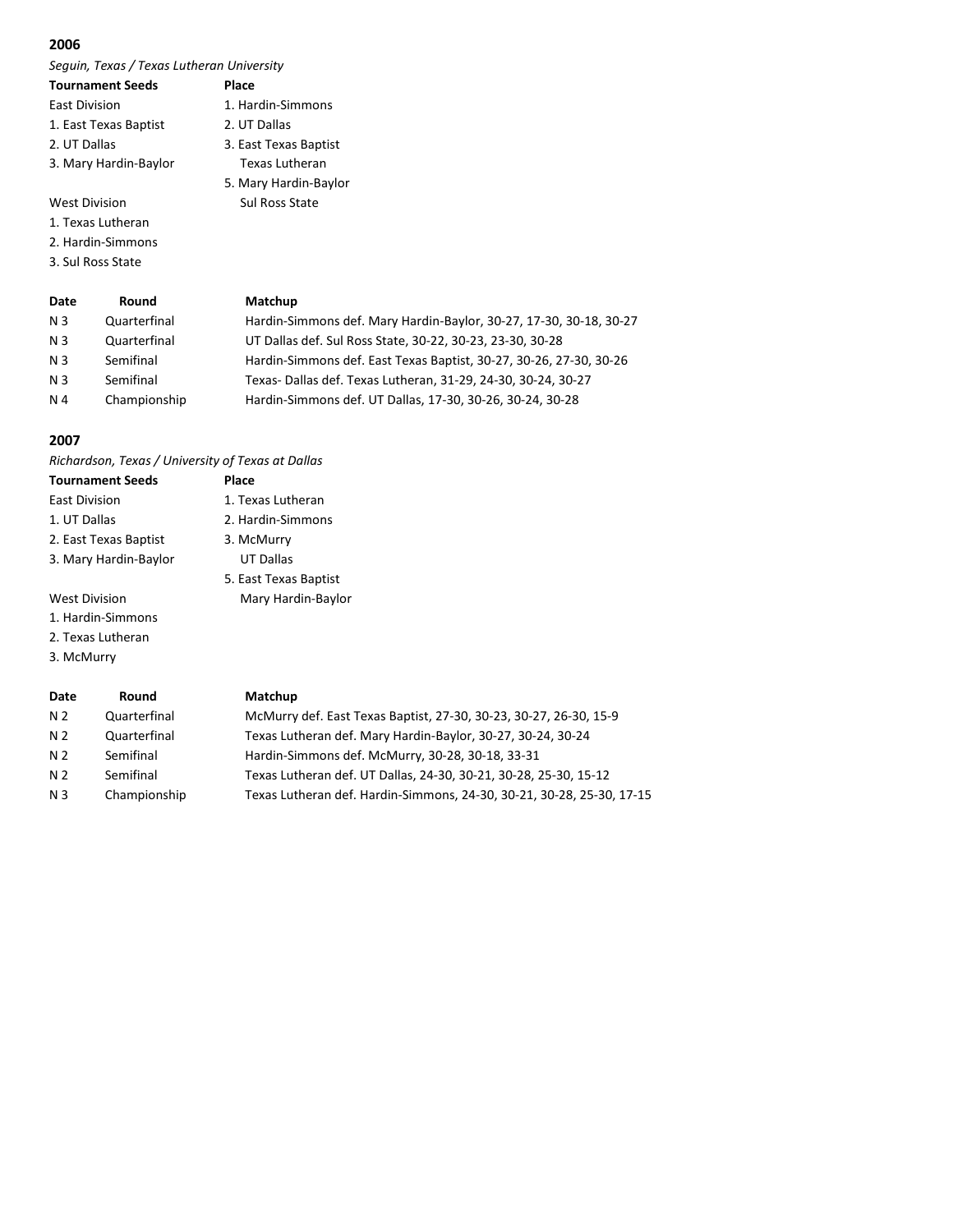## 2006

*Seguin, Texas / Texas Lutheran University*

| Tournament Seeds | Place |
|---|---|
| East Division | 1. Hardin-Simmons |
| 1. East Texas Baptist | 2. UT Dallas |
| 2. UT Dallas | 3. East Texas Baptist |
| 3. Mary Hardin-Baylor | Texas Lutheran |
| | 5. Mary Hardin-Baylor |
| West Division | Sul Ross State |
| 1. Texas Lutheran | |
| 2. Hardin-Simmons | |
| 3. Sul Ross State | |

| Date | Round | Matchup |
|---|---|---|
| N 3 | Quarterfinal | Hardin-Simmons def. Mary Hardin-Baylor, 30-27, 17-30, 30-18, 30-27 |
| N 3 | Quarterfinal | UT Dallas def. Sul Ross State, 30-22, 30-23, 23-30, 30-28 |
| N 3 | Semifinal | Hardin-Simmons def. East Texas Baptist, 30-27, 30-26, 27-30, 30-26 |
| N 3 | Semifinal | Texas- Dallas def. Texas Lutheran, 31-29, 24-30, 30-24, 30-27 |
| N 4 | Championship | Hardin-Simmons def. UT Dallas, 17-30, 30-26, 30-24, 30-28 |

## 2007

*Richardson, Texas / University of Texas at Dallas*

| Tournament Seeds | Place |
|---|---|
| East Division | 1. Texas Lutheran |
| 1. UT Dallas | 2. Hardin-Simmons |
| 2. East Texas Baptist | 3. McMurry |
| 3. Mary Hardin-Baylor | UT Dallas |
| | 5. East Texas Baptist |
| West Division | Mary Hardin-Baylor |
| 1. Hardin-Simmons | |
| 2. Texas Lutheran | |
| 3. McMurry | |

| Date | Round | Matchup |
|---|---|---|
| N 2 | Quarterfinal | McMurry def. East Texas Baptist, 27-30, 30-23, 30-27, 26-30, 15-9 |
| N 2 | Quarterfinal | Texas Lutheran def. Mary Hardin-Baylor, 30-27, 30-24, 30-24 |
| N 2 | Semifinal | Hardin-Simmons def. McMurry, 30-28, 30-18, 33-31 |
| N 2 | Semifinal | Texas Lutheran def. UT Dallas, 24-30, 30-21, 30-28, 25-30, 15-12 |
| N 3 | Championship | Texas Lutheran def. Hardin-Simmons, 24-30, 30-21, 30-28, 25-30, 17-15 |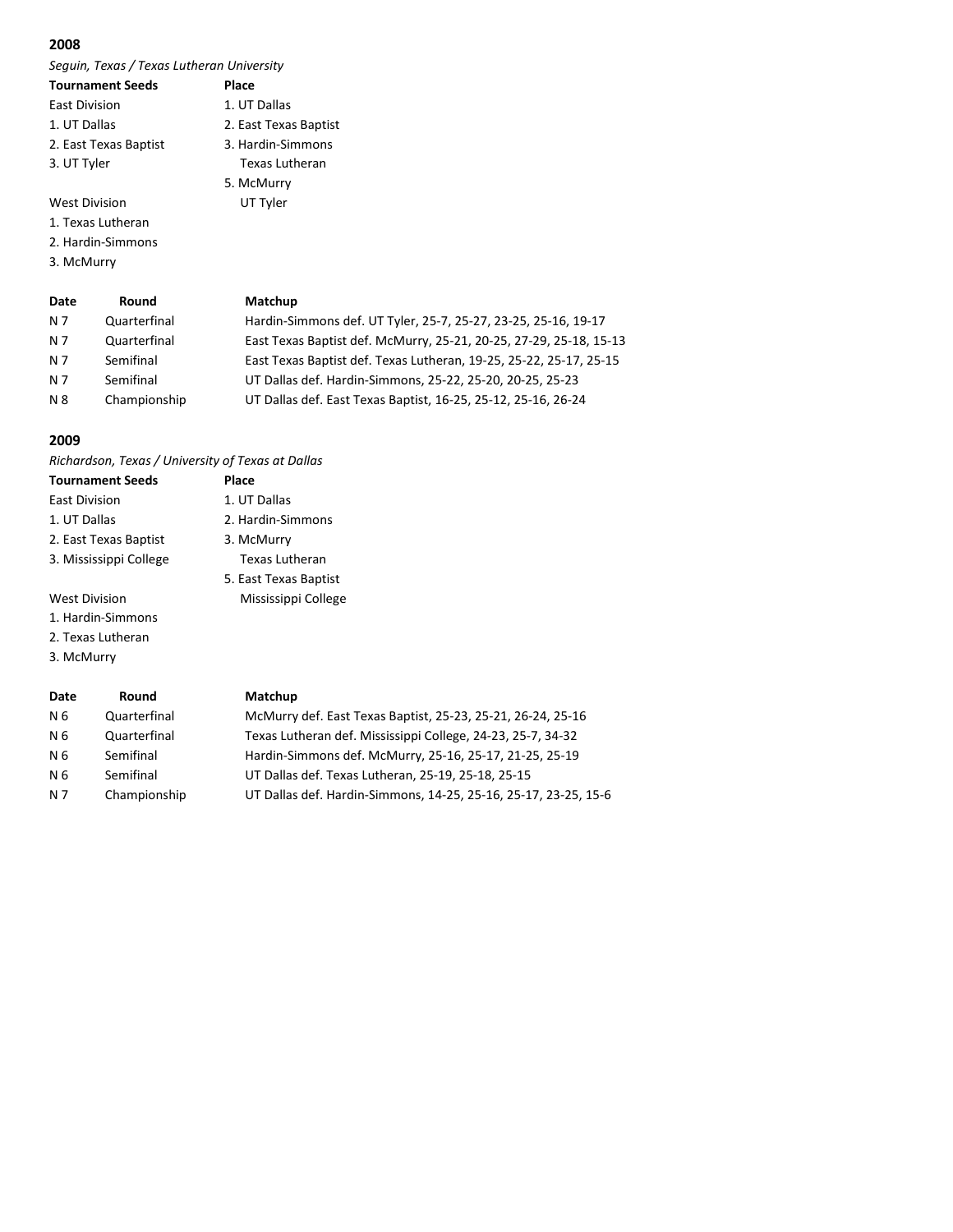## 2008

*Seguin, Texas / Texas Lutheran University*

| Tournament Seeds | Place |
|---|---|
| East Division | 1. UT Dallas |
| 1. UT Dallas | 2. East Texas Baptist |
| 2. East Texas Baptist | 3. Hardin-Simmons |
| 3. UT Tyler | Texas Lutheran |
| | 5. McMurry |
| West Division | UT Tyler |
| 1. Texas Lutheran | |
| 2. Hardin-Simmons | |
| 3. McMurry | |

| Date | Round | Matchup |
|---|---|---|
| N 7 | Quarterfinal | Hardin-Simmons def. UT Tyler, 25-7, 25-27, 23-25, 25-16, 19-17 |
| N 7 | Quarterfinal | East Texas Baptist def. McMurry, 25-21, 20-25, 27-29, 25-18, 15-13 |
| N 7 | Semifinal | East Texas Baptist def. Texas Lutheran, 19-25, 25-22, 25-17, 25-15 |
| N 7 | Semifinal | UT Dallas def. Hardin-Simmons, 25-22, 25-20, 20-25, 25-23 |
| N 8 | Championship | UT Dallas def. East Texas Baptist, 16-25, 25-12, 25-16, 26-24 |

## 2009

*Richardson, Texas / University of Texas at Dallas*

| Tournament Seeds | Place |
|---|---|
| East Division | 1. UT Dallas |
| 1. UT Dallas | 2. Hardin-Simmons |
| 2. East Texas Baptist | 3. McMurry |
| 3. Mississippi College | Texas Lutheran |
| | 5. East Texas Baptist |
| West Division | Mississippi College |
| 1. Hardin-Simmons | |
| 2. Texas Lutheran | |
| 3. McMurry | |

| Date | Round | Matchup |
|---|---|---|
| N 6 | Quarterfinal | McMurry def. East Texas Baptist, 25-23, 25-21, 26-24, 25-16 |
| N 6 | Quarterfinal | Texas Lutheran def. Mississippi College, 24-23, 25-7, 34-32 |
| N 6 | Semifinal | Hardin-Simmons def. McMurry, 25-16, 25-17, 21-25, 25-19 |
| N 6 | Semifinal | UT Dallas def. Texas Lutheran, 25-19, 25-18, 25-15 |
| N 7 | Championship | UT Dallas def. Hardin-Simmons, 14-25, 25-16, 25-17, 23-25, 15-6 |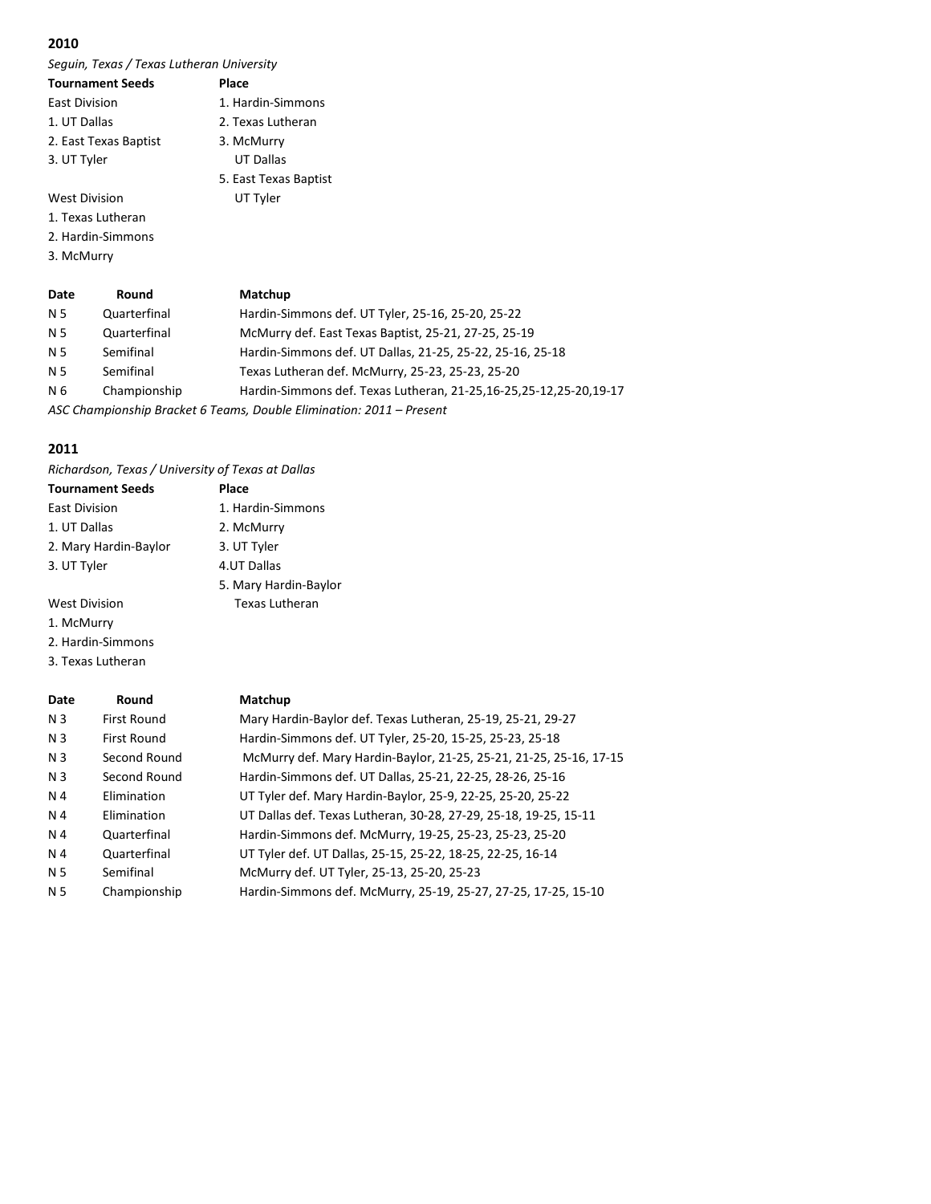## 2010

*Seguin, Texas / Texas Lutheran University*

| Tournament Seeds | Place |
|---|---|
| East Division | 1. Hardin-Simmons |
| 1. UT Dallas | 2. Texas Lutheran |
| 2. East Texas Baptist | 3. McMurry |
| 3. UT Tyler | UT Dallas |
| | 5. East Texas Baptist |
| West Division | UT Tyler |
| 1. Texas Lutheran | |
| 2. Hardin-Simmons | |
| 3. McMurry | |

| Date | Round | Matchup |
|---|---|---|
| N 5 | Quarterfinal | Hardin-Simmons def. UT Tyler, 25-16, 25-20, 25-22 |
| N 5 | Quarterfinal | McMurry def. East Texas Baptist, 25-21, 27-25, 25-19 |
| N 5 | Semifinal | Hardin-Simmons def. UT Dallas, 21-25, 25-22, 25-16, 25-18 |
| N 5 | Semifinal | Texas Lutheran def. McMurry, 25-23, 25-23, 25-20 |
| N 6 | Championship | Hardin-Simmons def. Texas Lutheran, 21-25,16-25,25-12,25-20,19-17 |

*ASC Championship Bracket 6 Teams, Double Elimination: 2011 – Present*

## 2011

*Richardson, Texas / University of Texas at Dallas*

| Tournament Seeds | Place |
|---|---|
| East Division | 1. Hardin-Simmons |
| 1. UT Dallas | 2. McMurry |
| 2. Mary Hardin-Baylor | 3. UT Tyler |
| 3. UT Tyler | 4.UT Dallas |
| | 5. Mary Hardin-Baylor |
| West Division | Texas Lutheran |
| 1. McMurry | |
| 2. Hardin-Simmons | |
| 3. Texas Lutheran | |

| Date | Round | Matchup |
|---|---|---|
| N 3 | First Round | Mary Hardin-Baylor def. Texas Lutheran, 25-19, 25-21, 29-27 |
| N 3 | First Round | Hardin-Simmons def. UT Tyler, 25-20, 15-25, 25-23, 25-18 |
| N 3 | Second Round | McMurry def. Mary Hardin-Baylor, 21-25, 25-21, 21-25, 25-16, 17-15 |
| N 3 | Second Round | Hardin-Simmons def. UT Dallas, 25-21, 22-25, 28-26, 25-16 |
| N 4 | Elimination | UT Tyler def. Mary Hardin-Baylor, 25-9, 22-25, 25-20, 25-22 |
| N 4 | Elimination | UT Dallas def. Texas Lutheran, 30-28, 27-29, 25-18, 19-25, 15-11 |
| N 4 | Quarterfinal | Hardin-Simmons def. McMurry, 19-25, 25-23, 25-23, 25-20 |
| N 4 | Quarterfinal | UT Tyler def. UT Dallas, 25-15, 25-22, 18-25, 22-25, 16-14 |
| N 5 | Semifinal | McMurry def. UT Tyler, 25-13, 25-20, 25-23 |
| N 5 | Championship | Hardin-Simmons def. McMurry, 25-19, 25-27, 27-25, 17-25, 15-10 |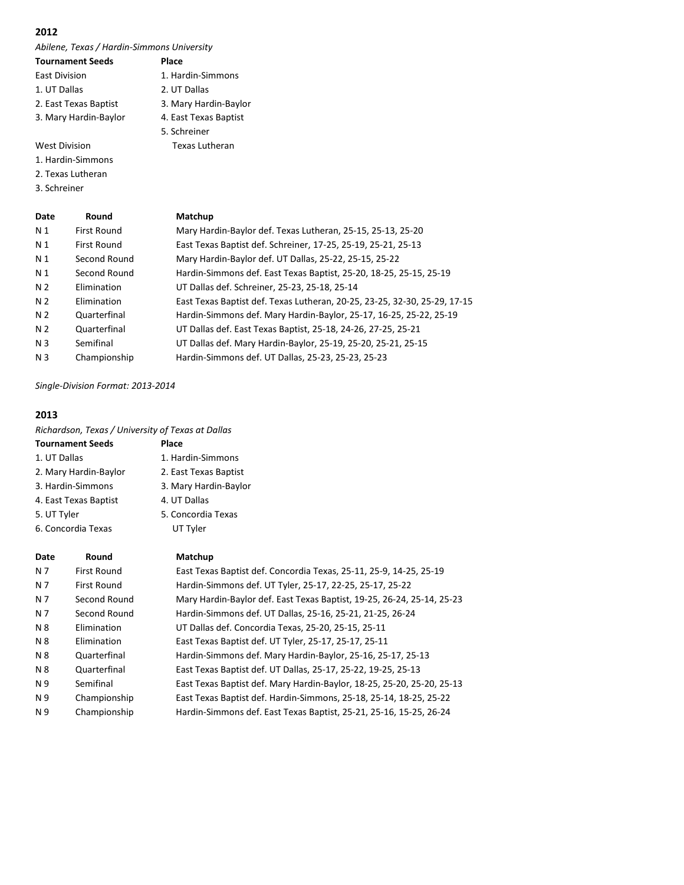## 2012

*Abilene, Texas / Hardin-Simmons University*

| Tournament Seeds | Place |
|---|---|
| East Division | 1. Hardin-Simmons |
| 1. UT Dallas | 2. UT Dallas |
| 2. East Texas Baptist | 3. Mary Hardin-Baylor |
| 3. Mary Hardin-Baylor | 4. East Texas Baptist |
| | 5. Schreiner |
| West Division | Texas Lutheran |
| 1. Hardin-Simmons | |
| 2. Texas Lutheran | |
| 3. Schreiner | |

| Date | Round | Matchup |
|---|---|---|
| N 1 | First Round | Mary Hardin-Baylor def. Texas Lutheran, 25-15, 25-13, 25-20 |
| N 1 | First Round | East Texas Baptist def. Schreiner, 17-25, 25-19, 25-21, 25-13 |
| N 1 | Second Round | Mary Hardin-Baylor def. UT Dallas, 25-22, 25-15, 25-22 |
| N 1 | Second Round | Hardin-Simmons def. East Texas Baptist, 25-20, 18-25, 25-15, 25-19 |
| N 2 | Elimination | UT Dallas def. Schreiner, 25-23, 25-18, 25-14 |
| N 2 | Elimination | East Texas Baptist def. Texas Lutheran, 20-25, 23-25, 32-30, 25-29, 17-15 |
| N 2 | Quarterfinal | Hardin-Simmons def. Mary Hardin-Baylor, 25-17, 16-25, 25-22, 25-19 |
| N 2 | Quarterfinal | UT Dallas def. East Texas Baptist, 25-18, 24-26, 27-25, 25-21 |
| N 3 | Semifinal | UT Dallas def. Mary Hardin-Baylor, 25-19, 25-20, 25-21, 25-15 |
| N 3 | Championship | Hardin-Simmons def. UT Dallas, 25-23, 25-23, 25-23 |

*Single-Division Format: 2013-2014*

## 2013

*Richardson, Texas / University of Texas at Dallas*

| Tournament Seeds | Place |
|---|---|
| 1. UT Dallas | 1. Hardin-Simmons |
| 2. Mary Hardin-Baylor | 2. East Texas Baptist |
| 3. Hardin-Simmons | 3. Mary Hardin-Baylor |
| 4. East Texas Baptist | 4. UT Dallas |
| 5. UT Tyler | 5. Concordia Texas |
| 6. Concordia Texas | UT Tyler |

| Date | Round | Matchup |
|---|---|---|
| N 7 | First Round | East Texas Baptist def. Concordia Texas, 25-11, 25-9, 14-25, 25-19 |
| N 7 | First Round | Hardin-Simmons def. UT Tyler, 25-17, 22-25, 25-17, 25-22 |
| N 7 | Second Round | Mary Hardin-Baylor def. East Texas Baptist, 19-25, 26-24, 25-14, 25-23 |
| N 7 | Second Round | Hardin-Simmons def. UT Dallas, 25-16, 25-21, 21-25, 26-24 |
| N 8 | Elimination | UT Dallas def. Concordia Texas, 25-20, 25-15, 25-11 |
| N 8 | Elimination | East Texas Baptist def. UT Tyler, 25-17, 25-17, 25-11 |
| N 8 | Quarterfinal | Hardin-Simmons def. Mary Hardin-Baylor, 25-16, 25-17, 25-13 |
| N 8 | Quarterfinal | East Texas Baptist def. UT Dallas, 25-17, 25-22, 19-25, 25-13 |
| N 9 | Semifinal | East Texas Baptist def. Mary Hardin-Baylor, 18-25, 25-20, 25-20, 25-13 |
| N 9 | Championship | East Texas Baptist def. Hardin-Simmons, 25-18, 25-14, 18-25, 25-22 |
| N 9 | Championship | Hardin-Simmons def. East Texas Baptist, 25-21, 25-16, 15-25, 26-24 |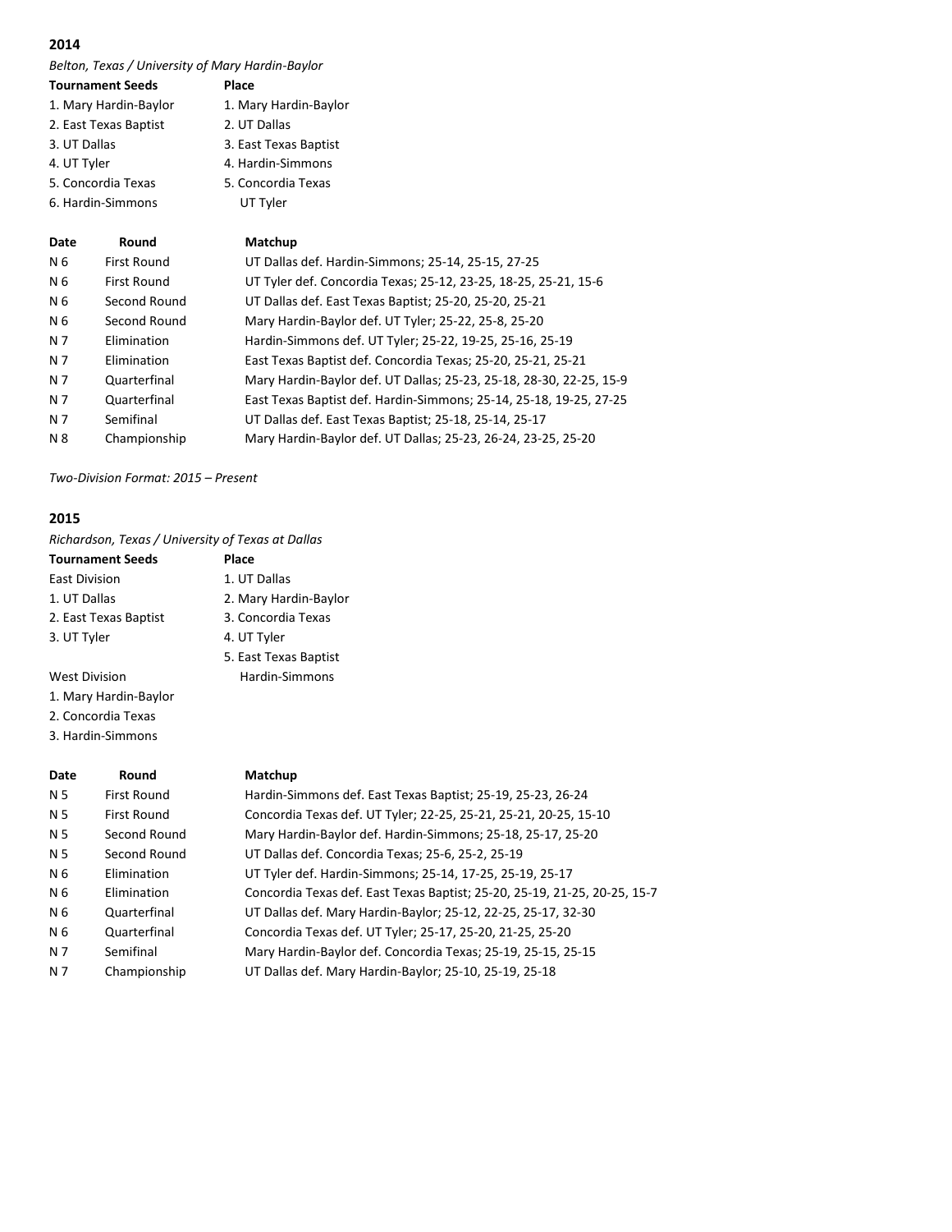## 2014

*Belton, Texas / University of Mary Hardin-Baylor*

| Tournament Seeds | Place |
|---|---|
| 1. Mary Hardin-Baylor | 1. Mary Hardin-Baylor |
| 2. East Texas Baptist | 2. UT Dallas |
| 3. UT Dallas | 3. East Texas Baptist |
| 4. UT Tyler | 4. Hardin-Simmons |
| 5. Concordia Texas | 5. Concordia Texas |
| 6. Hardin-Simmons | UT Tyler |

| Date | Round | Matchup |
|---|---|---|
| N 6 | First Round | UT Dallas def. Hardin-Simmons; 25-14, 25-15, 27-25 |
| N 6 | First Round | UT Tyler def. Concordia Texas; 25-12, 23-25, 18-25, 25-21, 15-6 |
| N 6 | Second Round | UT Dallas def. East Texas Baptist; 25-20, 25-20, 25-21 |
| N 6 | Second Round | Mary Hardin-Baylor def. UT Tyler; 25-22, 25-8, 25-20 |
| N 7 | Elimination | Hardin-Simmons def. UT Tyler; 25-22, 19-25, 25-16, 25-19 |
| N 7 | Elimination | East Texas Baptist def. Concordia Texas; 25-20, 25-21, 25-21 |
| N 7 | Quarterfinal | Mary Hardin-Baylor def. UT Dallas; 25-23, 25-18, 28-30, 22-25, 15-9 |
| N 7 | Quarterfinal | East Texas Baptist def. Hardin-Simmons; 25-14, 25-18, 19-25, 27-25 |
| N 7 | Semifinal | UT Dallas def. East Texas Baptist; 25-18, 25-14, 25-17 |
| N 8 | Championship | Mary Hardin-Baylor def. UT Dallas; 25-23, 26-24, 23-25, 25-20 |

*Two-Division Format: 2015 – Present*

## 2015

*Richardson, Texas / University of Texas at Dallas*

| Tournament Seeds | Place |
|---|---|
| East Division | 1. UT Dallas |
| 1. UT Dallas | 2. Mary Hardin-Baylor |
| 2. East Texas Baptist | 3. Concordia Texas |
| 3. UT Tyler | 4. UT Tyler |
| | 5. East Texas Baptist |
| West Division | Hardin-Simmons |
| 1. Mary Hardin-Baylor | |
| 2. Concordia Texas | |
| 3. Hardin-Simmons | |

| Date | Round | Matchup |
|---|---|---|
| N 5 | First Round | Hardin-Simmons def. East Texas Baptist; 25-19, 25-23, 26-24 |
| N 5 | First Round | Concordia Texas def. UT Tyler; 22-25, 25-21, 25-21, 20-25, 15-10 |
| N 5 | Second Round | Mary Hardin-Baylor def. Hardin-Simmons; 25-18, 25-17, 25-20 |
| N 5 | Second Round | UT Dallas def. Concordia Texas; 25-6, 25-2, 25-19 |
| N 6 | Elimination | UT Tyler def. Hardin-Simmons; 25-14, 17-25, 25-19, 25-17 |
| N 6 | Elimination | Concordia Texas def. East Texas Baptist; 25-20, 25-19, 21-25, 20-25, 15-7 |
| N 6 | Quarterfinal | UT Dallas def. Mary Hardin-Baylor; 25-12, 22-25, 25-17, 32-30 |
| N 6 | Quarterfinal | Concordia Texas def. UT Tyler; 25-17, 25-20, 21-25, 25-20 |
| N 7 | Semifinal | Mary Hardin-Baylor def. Concordia Texas; 25-19, 25-15, 25-15 |
| N 7 | Championship | UT Dallas def. Mary Hardin-Baylor; 25-10, 25-19, 25-18 |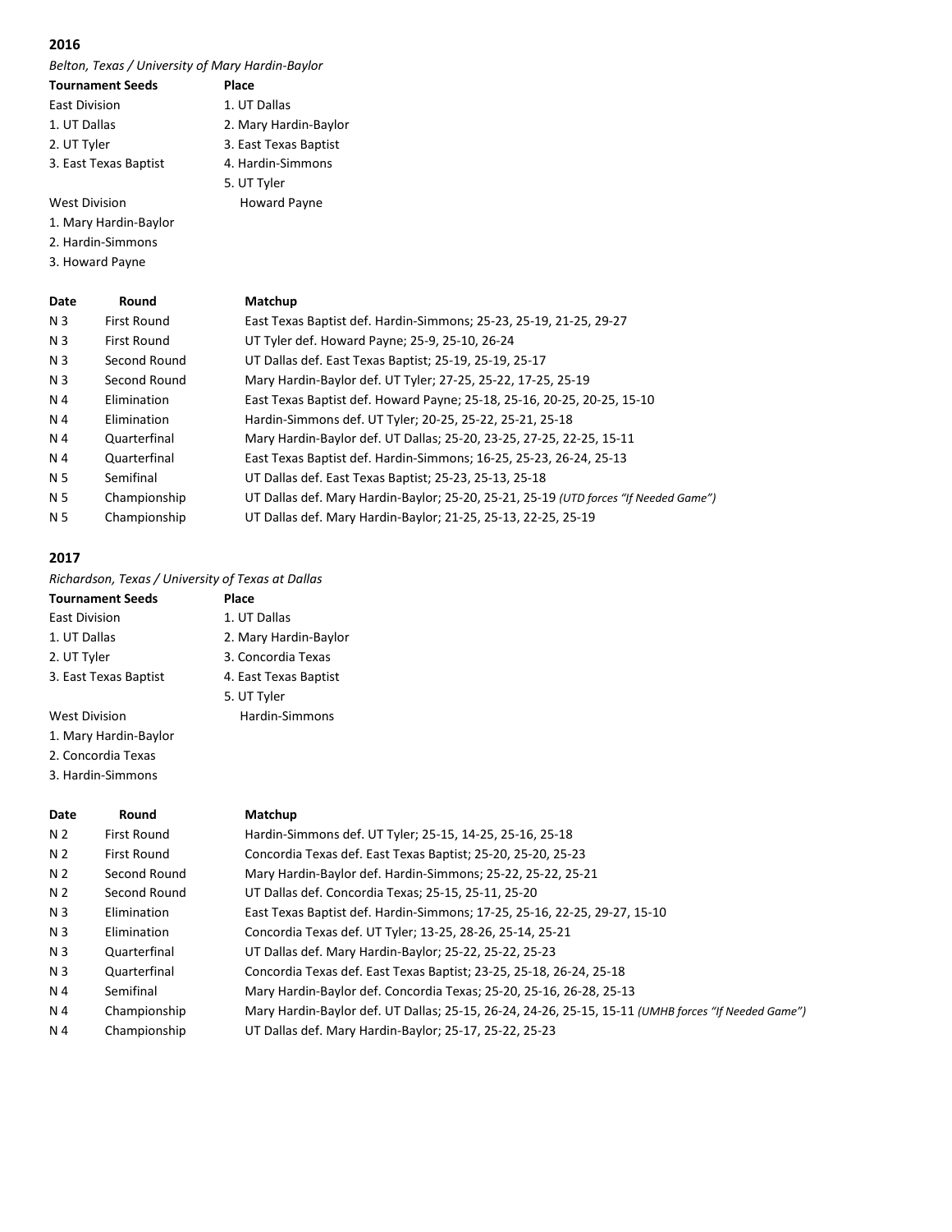## 2016

*Belton, Texas / University of Mary Hardin-Baylor*

| Tournament Seeds | Place |
|---|---|
| East Division | 1. UT Dallas |
| 1. UT Dallas | 2. Mary Hardin-Baylor |
| 2. UT Tyler | 3. East Texas Baptist |
| 3. East Texas Baptist | 4. Hardin-Simmons |
| | 5. UT Tyler |
| West Division | Howard Payne |
| 1. Mary Hardin-Baylor | |
| 2. Hardin-Simmons | |
| 3. Howard Payne | |

| Date | Round | Matchup |
|---|---|---|
| N 3 | First Round | East Texas Baptist def. Hardin-Simmons; 25-23, 25-19, 21-25, 29-27 |
| N 3 | First Round | UT Tyler def. Howard Payne; 25-9, 25-10, 26-24 |
| N 3 | Second Round | UT Dallas def. East Texas Baptist; 25-19, 25-19, 25-17 |
| N 3 | Second Round | Mary Hardin-Baylor def. UT Tyler; 27-25, 25-22, 17-25, 25-19 |
| N 4 | Elimination | East Texas Baptist def. Howard Payne; 25-18, 25-16, 20-25, 20-25, 15-10 |
| N 4 | Elimination | Hardin-Simmons def. UT Tyler; 20-25, 25-22, 25-21, 25-18 |
| N 4 | Quarterfinal | Mary Hardin-Baylor def. UT Dallas; 25-20, 23-25, 27-25, 22-25, 15-11 |
| N 4 | Quarterfinal | East Texas Baptist def. Hardin-Simmons; 16-25, 25-23, 26-24, 25-13 |
| N 5 | Semifinal | UT Dallas def. East Texas Baptist; 25-23, 25-13, 25-18 |
| N 5 | Championship | UT Dallas def. Mary Hardin-Baylor; 25-20, 25-21, 25-19 *(UTD forces "If Needed Game")* |
| N 5 | Championship | UT Dallas def. Mary Hardin-Baylor; 21-25, 25-13, 22-25, 25-19 |

## 2017

*Richardson, Texas / University of Texas at Dallas*

| Tournament Seeds | Place |
|---|---|
| East Division | 1. UT Dallas |
| 1. UT Dallas | 2. Mary Hardin-Baylor |
| 2. UT Tyler | 3. Concordia Texas |
| 3. East Texas Baptist | 4. East Texas Baptist |
| | 5. UT Tyler |
| West Division | Hardin-Simmons |
| 1. Mary Hardin-Baylor | |
| 2. Concordia Texas | |
| 3. Hardin-Simmons | |

| Date | Round | Matchup |
|---|---|---|
| N 2 | First Round | Hardin-Simmons def. UT Tyler; 25-15, 14-25, 25-16, 25-18 |
| N 2 | First Round | Concordia Texas def. East Texas Baptist; 25-20, 25-20, 25-23 |
| N 2 | Second Round | Mary Hardin-Baylor def. Hardin-Simmons; 25-22, 25-22, 25-21 |
| N 2 | Second Round | UT Dallas def. Concordia Texas; 25-15, 25-11, 25-20 |
| N 3 | Elimination | East Texas Baptist def. Hardin-Simmons; 17-25, 25-16, 22-25, 29-27, 15-10 |
| N 3 | Elimination | Concordia Texas def. UT Tyler; 13-25, 28-26, 25-14, 25-21 |
| N 3 | Quarterfinal | UT Dallas def. Mary Hardin-Baylor; 25-22, 25-22, 25-23 |
| N 3 | Quarterfinal | Concordia Texas def. East Texas Baptist; 23-25, 25-18, 26-24, 25-18 |
| N 4 | Semifinal | Mary Hardin-Baylor def. Concordia Texas; 25-20, 25-16, 26-28, 25-13 |
| N 4 | Championship | Mary Hardin-Baylor def. UT Dallas; 25-15, 26-24, 24-26, 25-15, 15-11 *(UMHB forces "If Needed Game")* |
| N 4 | Championship | UT Dallas def. Mary Hardin-Baylor; 25-17, 25-22, 25-23 |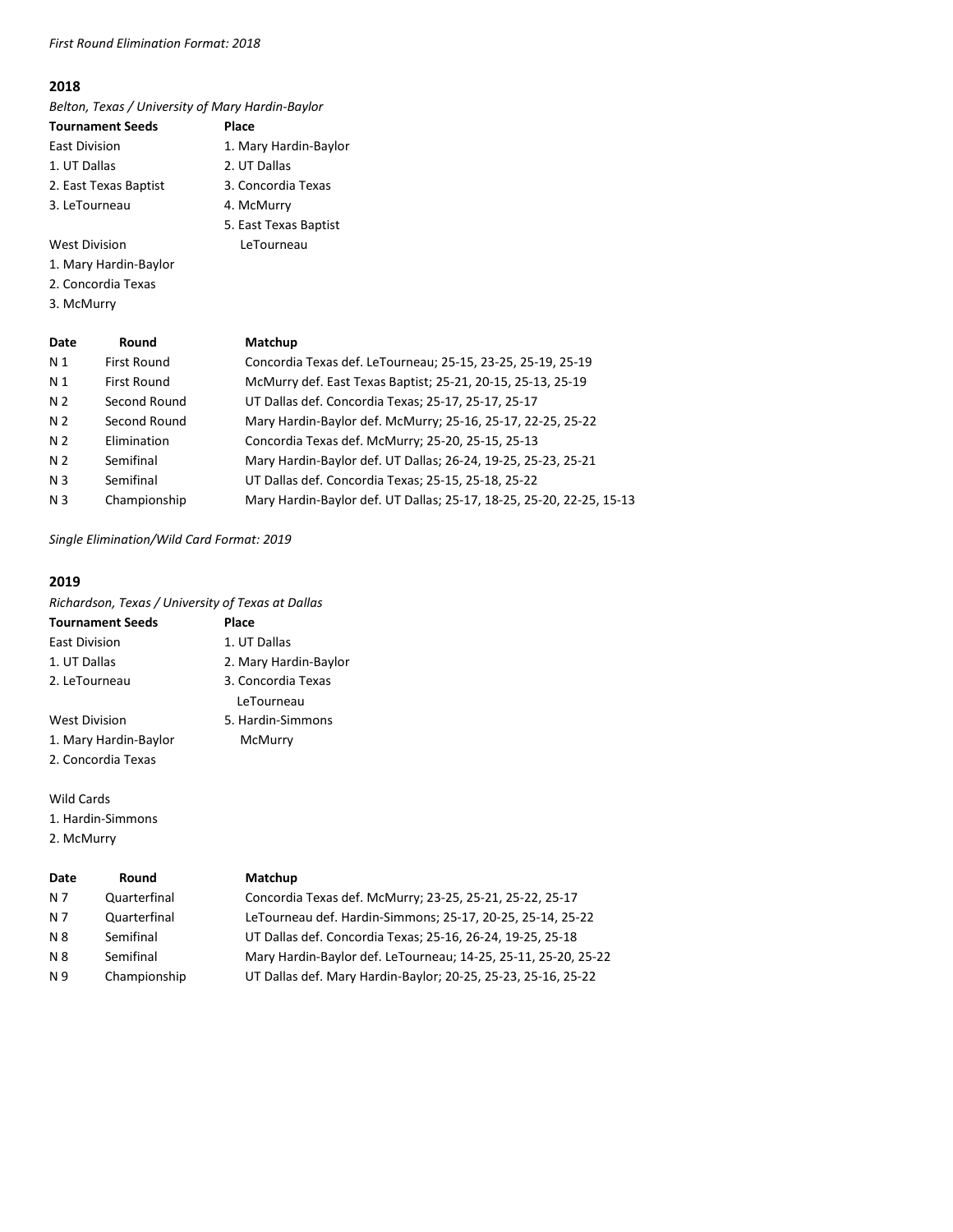*First Round Elimination Format: 2018*

## 2018

*Belton, Texas / University of Mary Hardin-Baylor*

| Tournament Seeds | Place |
|---|---|
| East Division | 1. Mary Hardin-Baylor |
| 1. UT Dallas | 2. UT Dallas |
| 2. East Texas Baptist | 3. Concordia Texas |
| 3. LeTourneau | 4. McMurry |
| | 5. East Texas Baptist |
| West Division | LeTourneau |
| 1. Mary Hardin-Baylor | |
| 2. Concordia Texas | |
| 3. McMurry | |

| Date | Round | Matchup |
|---|---|---|
| N 1 | First Round | Concordia Texas def. LeTourneau; 25-15, 23-25, 25-19, 25-19 |
| N 1 | First Round | McMurry def. East Texas Baptist; 25-21, 20-15, 25-13, 25-19 |
| N 2 | Second Round | UT Dallas def. Concordia Texas; 25-17, 25-17, 25-17 |
| N 2 | Second Round | Mary Hardin-Baylor def. McMurry; 25-16, 25-17, 22-25, 25-22 |
| N 2 | Elimination | Concordia Texas def. McMurry; 25-20, 25-15, 25-13 |
| N 2 | Semifinal | Mary Hardin-Baylor def. UT Dallas; 26-24, 19-25, 25-23, 25-21 |
| N 3 | Semifinal | UT Dallas def. Concordia Texas; 25-15, 25-18, 25-22 |
| N 3 | Championship | Mary Hardin-Baylor def. UT Dallas; 25-17, 18-25, 25-20, 22-25, 15-13 |

*Single Elimination/Wild Card Format: 2019*

## 2019

*Richardson, Texas / University of Texas at Dallas*

| Tournament Seeds | Place |
|---|---|
| East Division | 1. UT Dallas |
| 1. UT Dallas | 2. Mary Hardin-Baylor |
| 2. LeTourneau | 3. Concordia Texas |
| | LeTourneau |
| West Division | 5. Hardin-Simmons |
| 1. Mary Hardin-Baylor | McMurry |
| 2. Concordia Texas | |
| | |
| Wild Cards | |
| 1. Hardin-Simmons | |
| 2. McMurry | |

| Date | Round | Matchup |
|---|---|---|
| N 7 | Quarterfinal | Concordia Texas def. McMurry; 23-25, 25-21, 25-22, 25-17 |
| N 7 | Quarterfinal | LeTourneau def. Hardin-Simmons; 25-17, 20-25, 25-14, 25-22 |
| N 8 | Semifinal | UT Dallas def. Concordia Texas; 25-16, 26-24, 19-25, 25-18 |
| N 8 | Semifinal | Mary Hardin-Baylor def. LeTourneau; 14-25, 25-11, 25-20, 25-22 |
| N 9 | Championship | UT Dallas def. Mary Hardin-Baylor; 20-25, 25-23, 25-16, 25-22 |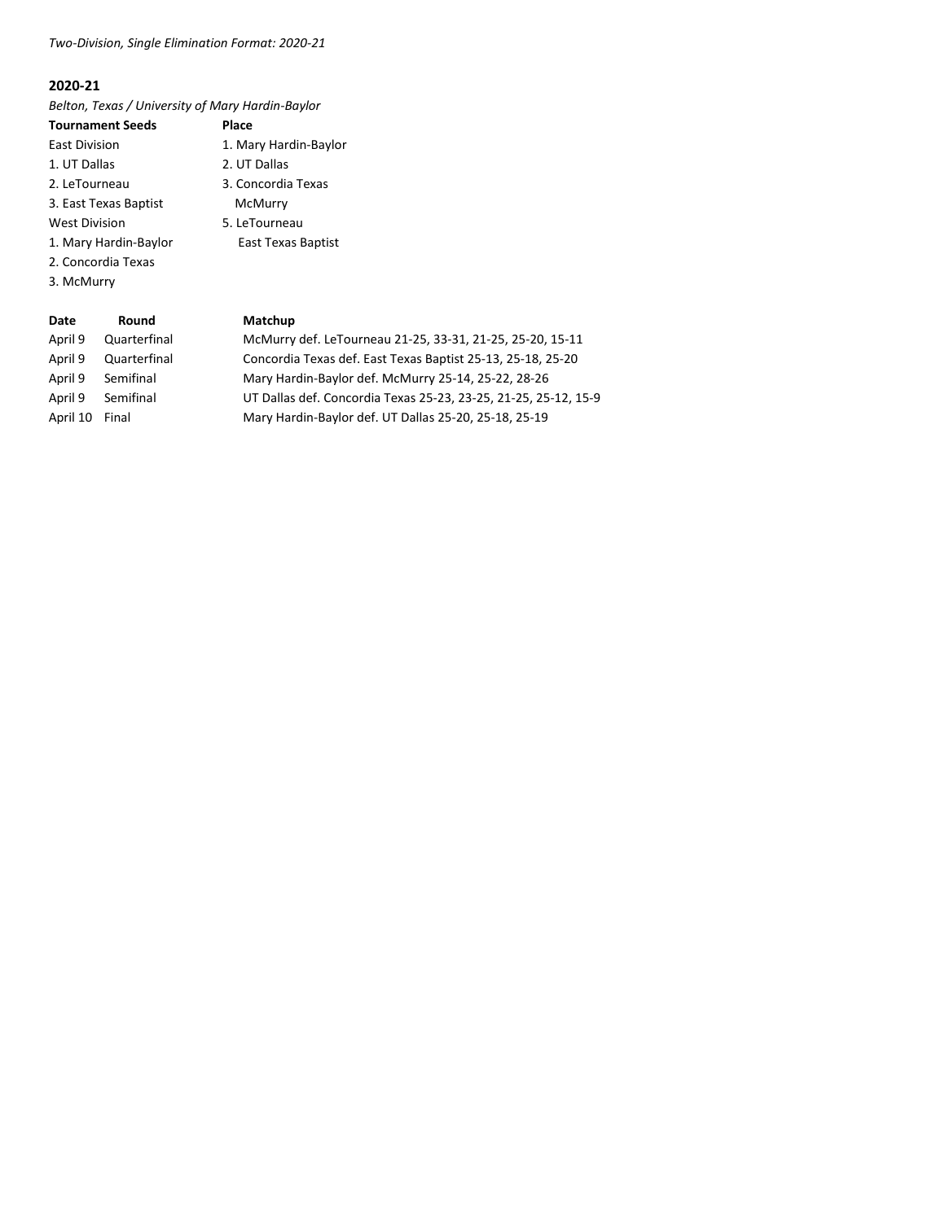*Two-Division, Single Elimination Format: 2020-21*

## 2020-21

*Belton, Texas / University of Mary Hardin-Baylor*

| Tournament Seeds | Place |
|---|---|
| East Division | 1. Mary Hardin-Baylor |
| 1. UT Dallas | 2. UT Dallas |
| 2. LeTourneau | 3. Concordia Texas |
| 3. East Texas Baptist | McMurry |
| West Division | 5. LeTourneau |
| 1. Mary Hardin-Baylor | East Texas Baptist |
| 2. Concordia Texas | |
| 3. McMurry | |

| Date | Round | Matchup |
|---|---|---|
| April 9 | Quarterfinal | McMurry def. LeTourneau 21-25, 33-31, 21-25, 25-20, 15-11 |
| April 9 | Quarterfinal | Concordia Texas def. East Texas Baptist 25-13, 25-18, 25-20 |
| April 9 | Semifinal | Mary Hardin-Baylor def. McMurry 25-14, 25-22, 28-26 |
| April 9 | Semifinal | UT Dallas def. Concordia Texas 25-23, 23-25, 21-25, 25-12, 15-9 |
| April 10 | Final | Mary Hardin-Baylor def. UT Dallas 25-20, 25-18, 25-19 |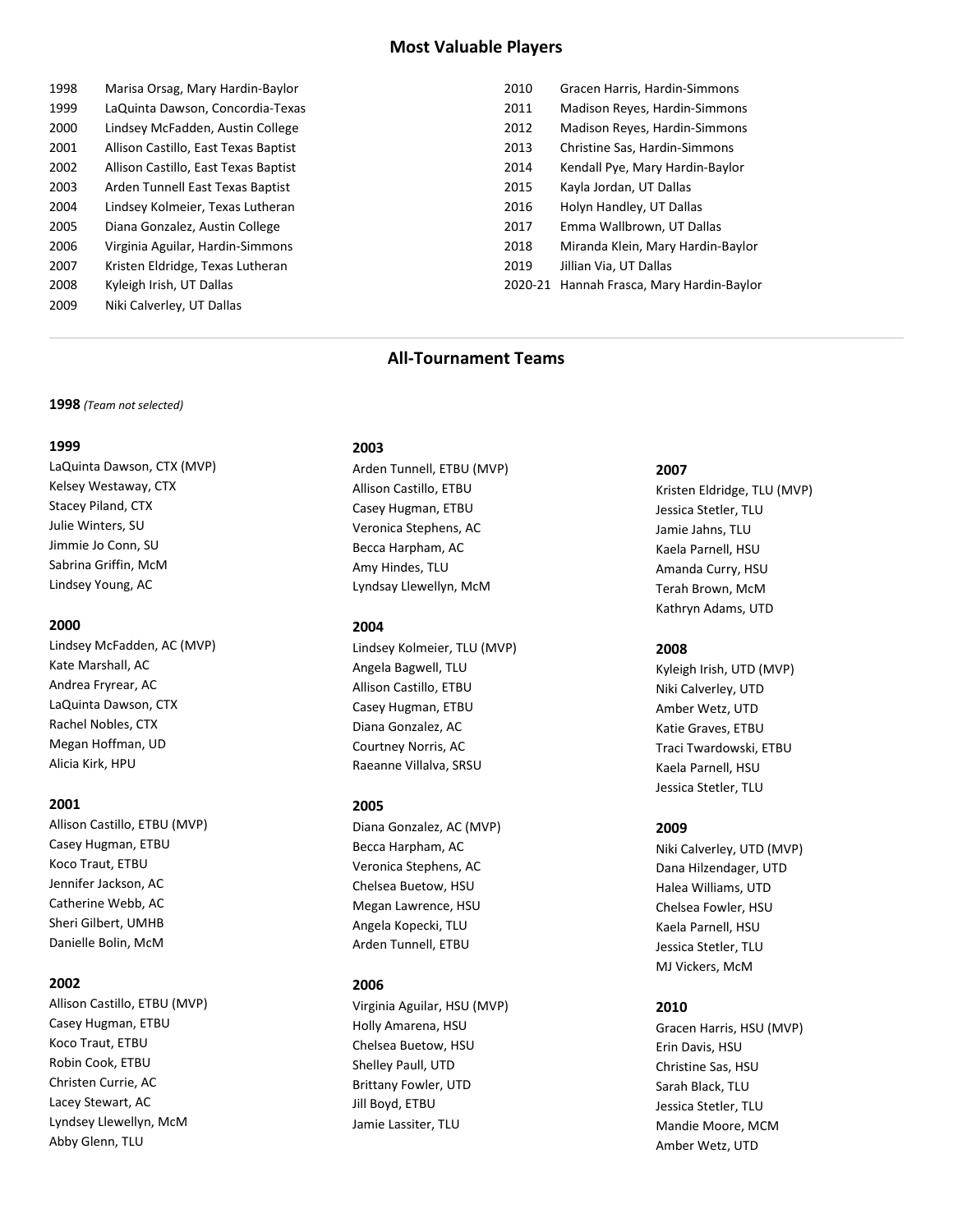## Most Valuable Players

1998 Marisa Orsag, Mary Hardin-Baylor
1999 LaQuinta Dawson, Concordia-Texas
2000 Lindsey McFadden, Austin College
2001 Allison Castillo, East Texas Baptist
2002 Allison Castillo, East Texas Baptist
2003 Arden Tunnell East Texas Baptist
2004 Lindsey Kolmeier, Texas Lutheran
2005 Diana Gonzalez, Austin College
2006 Virginia Aguilar, Hardin-Simmons
2007 Kristen Eldridge, Texas Lutheran
2008 Kyleigh Irish, UT Dallas
2009 Niki Calverley, UT Dallas
2010 Gracen Harris, Hardin-Simmons
2011 Madison Reyes, Hardin-Simmons
2012 Madison Reyes, Hardin-Simmons
2013 Christine Sas, Hardin-Simmons
2014 Kendall Pye, Mary Hardin-Baylor
2015 Kayla Jordan, UT Dallas
2016 Holyn Handley, UT Dallas
2017 Emma Wallbrown, UT Dallas
2018 Miranda Klein, Mary Hardin-Baylor
2019 Jillian Via, UT Dallas
2020-21 Hannah Frasca, Mary Hardin-Baylor

## All-Tournament Teams

**1998** *(Team not selected)*

**1999**
LaQuinta Dawson, CTX (MVP)
Kelsey Westaway, CTX
Stacey Piland, CTX
Julie Winters, SU
Jimmie Jo Conn, SU
Sabrina Griffin, McM
Lindsey Young, AC

**2000**
Lindsey McFadden, AC (MVP)
Kate Marshall, AC
Andrea Fryrear, AC
LaQuinta Dawson, CTX
Rachel Nobles, CTX
Megan Hoffman, UD
Alicia Kirk, HPU

**2001**
Allison Castillo, ETBU (MVP)
Casey Hugman, ETBU
Koco Traut, ETBU
Jennifer Jackson, AC
Catherine Webb, AC
Sheri Gilbert, UMHB
Danielle Bolin, McM

**2002**
Allison Castillo, ETBU (MVP)
Casey Hugman, ETBU
Koco Traut, ETBU
Robin Cook, ETBU
Christen Currie, AC
Lacey Stewart, AC
Lyndsey Llewellyn, McM
Abby Glenn, TLU

**2003**
Arden Tunnell, ETBU (MVP)
Allison Castillo, ETBU
Casey Hugman, ETBU
Veronica Stephens, AC
Becca Harpham, AC
Amy Hindes, TLU
Lyndsay Llewellyn, McM

**2004**
Lindsey Kolmeier, TLU (MVP)
Angela Bagwell, TLU
Allison Castillo, ETBU
Casey Hugman, ETBU
Diana Gonzalez, AC
Courtney Norris, AC
Raeanne Villalva, SRSU

**2005**
Diana Gonzalez, AC (MVP)
Becca Harpham, AC
Veronica Stephens, AC
Chelsea Buetow, HSU
Megan Lawrence, HSU
Angela Kopecki, TLU
Arden Tunnell, ETBU

**2006**
Virginia Aguilar, HSU (MVP)
Holly Amarena, HSU
Chelsea Buetow, HSU
Shelley Paull, UTD
Brittany Fowler, UTD
Jill Boyd, ETBU
Jamie Lassiter, TLU

**2007**
Kristen Eldridge, TLU (MVP)
Jessica Stetler, TLU
Jamie Jahns, TLU
Kaela Parnell, HSU
Amanda Curry, HSU
Terah Brown, McM
Kathryn Adams, UTD

**2008**
Kyleigh Irish, UTD (MVP)
Niki Calverley, UTD
Amber Wetz, UTD
Katie Graves, ETBU
Traci Twardowski, ETBU
Kaela Parnell, HSU
Jessica Stetler, TLU

**2009**
Niki Calverley, UTD (MVP)
Dana Hilzendager, UTD
Halea Williams, UTD
Chelsea Fowler, HSU
Kaela Parnell, HSU
Jessica Stetler, TLU
MJ Vickers, McM

**2010**
Gracen Harris, HSU (MVP)
Erin Davis, HSU
Christine Sas, HSU
Sarah Black, TLU
Jessica Stetler, TLU
Mandie Moore, MCM
Amber Wetz, UTD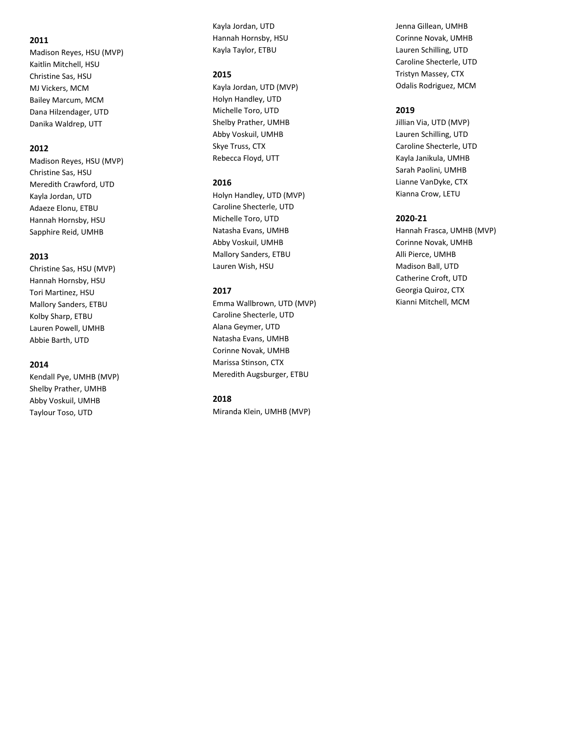**2011**

Madison Reyes, HSU (MVP)
Kaitlin Mitchell, HSU
Christine Sas, HSU
MJ Vickers, MCM
Bailey Marcum, MCM
Dana Hilzendager, UTD
Danika Waldrep, UTT

**2012**

Madison Reyes, HSU (MVP)
Christine Sas, HSU
Meredith Crawford, UTD
Kayla Jordan, UTD
Adaeze Elonu, ETBU
Hannah Hornsby, HSU
Sapphire Reid, UMHB

**2013**

Christine Sas, HSU (MVP)
Hannah Hornsby, HSU
Tori Martinez, HSU
Mallory Sanders, ETBU
Kolby Sharp, ETBU
Lauren Powell, UMHB
Abbie Barth, UTD

**2014**

Kendall Pye, UMHB (MVP)
Shelby Prather, UMHB
Abby Voskuil, UMHB
Taylour Toso, UTD
Kayla Jordan, UTD
Hannah Hornsby, HSU
Kayla Taylor, ETBU

**2015**

Kayla Jordan, UTD (MVP)
Holyn Handley, UTD
Michelle Toro, UTD
Shelby Prather, UMHB
Abby Voskuil, UMHB
Skye Truss, CTX
Rebecca Floyd, UTT

**2016**

Holyn Handley, UTD (MVP)
Caroline Shecterle, UTD
Michelle Toro, UTD
Natasha Evans, UMHB
Abby Voskuil, UMHB
Mallory Sanders, ETBU
Lauren Wish, HSU

**2017**

Emma Wallbrown, UTD (MVP)
Caroline Shecterle, UTD
Alana Geymer, UTD
Natasha Evans, UMHB
Corinne Novak, UMHB
Marissa Stinson, CTX
Meredith Augsburger, ETBU

**2018**

Miranda Klein, UMHB (MVP)
Jenna Gillean, UMHB
Corinne Novak, UMHB
Lauren Schilling, UTD
Caroline Shecterle, UTD
Tristyn Massey, CTX
Odalis Rodriguez, MCM

**2019**

Jillian Via, UTD (MVP)
Lauren Schilling, UTD
Caroline Shecterle, UTD
Kayla Janikula, UMHB
Sarah Paolini, UMHB
Lianne VanDyke, CTX
Kianna Crow, LETU

**2020-21**

Hannah Frasca, UMHB (MVP)
Corinne Novak, UMHB
Alli Pierce, UMHB
Madison Ball, UTD
Catherine Croft, UTD
Georgia Quiroz, CTX
Kianni Mitchell, MCM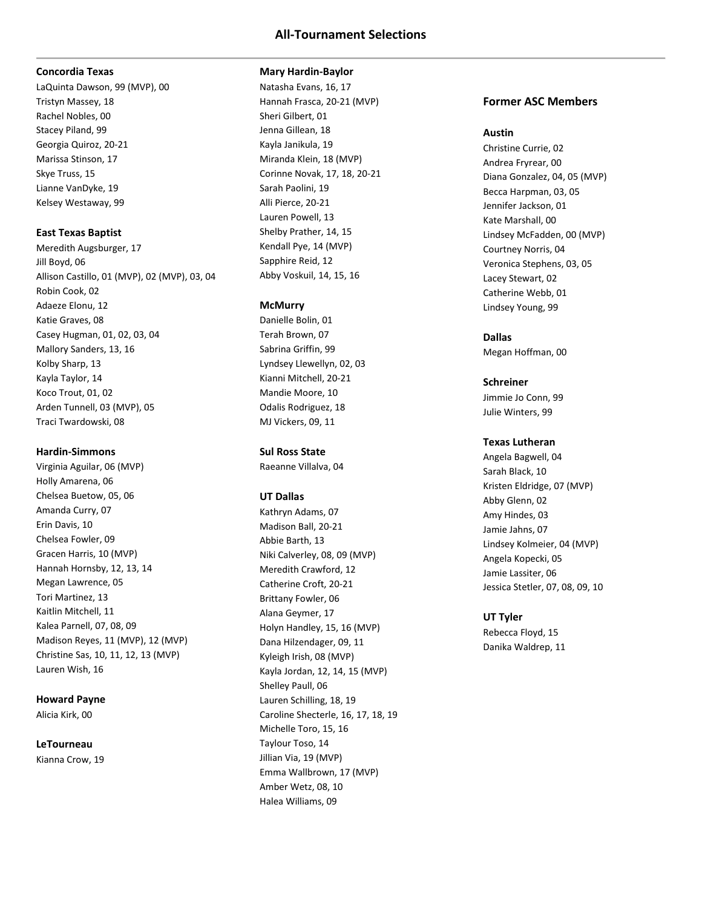# All-Tournament Selections

### Concordia Texas

LaQuinta Dawson, 99 (MVP), 00
Tristyn Massey, 18
Rachel Nobles, 00
Stacey Piland, 99
Georgia Quiroz, 20-21
Marissa Stinson, 17
Skye Truss, 15
Lianne VanDyke, 19
Kelsey Westaway, 99

### East Texas Baptist

Meredith Augsburger, 17
Jill Boyd, 06
Allison Castillo, 01 (MVP), 02 (MVP), 03, 04
Robin Cook, 02
Adaeze Elonu, 12
Katie Graves, 08
Casey Hugman, 01, 02, 03, 04
Mallory Sanders, 13, 16
Kolby Sharp, 13
Kayla Taylor, 14
Koco Trout, 01, 02
Arden Tunnell, 03 (MVP), 05
Traci Twardowski, 08

### Hardin-Simmons

Virginia Aguilar, 06 (MVP)
Holly Amarena, 06
Chelsea Buetow, 05, 06
Amanda Curry, 07
Erin Davis, 10
Chelsea Fowler, 09
Gracen Harris, 10 (MVP)
Hannah Hornsby, 12, 13, 14
Megan Lawrence, 05
Tori Martinez, 13
Kaitlin Mitchell, 11
Kalea Parnell, 07, 08, 09
Madison Reyes, 11 (MVP), 12 (MVP)
Christine Sas, 10, 11, 12, 13 (MVP)
Lauren Wish, 16

### Howard Payne

Alicia Kirk, 00

### LeTourneau

Kianna Crow, 19

### Mary Hardin-Baylor

Natasha Evans, 16, 17
Hannah Frasca, 20-21 (MVP)
Sheri Gilbert, 01
Jenna Gillean, 18
Kayla Janikula, 19
Miranda Klein, 18 (MVP)
Corinne Novak, 17, 18, 20-21
Sarah Paolini, 19
Alli Pierce, 20-21
Lauren Powell, 13
Shelby Prather, 14, 15
Kendall Pye, 14 (MVP)
Sapphire Reid, 12
Abby Voskuil, 14, 15, 16

### McMurry

Danielle Bolin, 01
Terah Brown, 07
Sabrina Griffin, 99
Lyndsey Llewellyn, 02, 03
Kianni Mitchell, 20-21
Mandie Moore, 10
Odalis Rodriguez, 18
MJ Vickers, 09, 11

### Sul Ross State

Raeanne Villalva, 04

### UT Dallas

Kathryn Adams, 07
Madison Ball, 20-21
Abbie Barth, 13
Niki Calverley, 08, 09 (MVP)
Meredith Crawford, 12
Catherine Croft, 20-21
Brittany Fowler, 06
Alana Geymer, 17
Holyn Handley, 15, 16 (MVP)
Dana Hilzendager, 09, 11
Kyleigh Irish, 08 (MVP)
Kayla Jordan, 12, 14, 15 (MVP)
Shelley Paull, 06
Lauren Schilling, 18, 19
Caroline Shecterle, 16, 17, 18, 19
Michelle Toro, 15, 16
Taylour Toso, 14
Jillian Via, 19 (MVP)
Emma Wallbrown, 17 (MVP)
Amber Wetz, 08, 10
Halea Williams, 09

## Former ASC Members

### Austin

Christine Currie, 02
Andrea Fryrear, 00
Diana Gonzalez, 04, 05 (MVP)
Becca Harpman, 03, 05
Jennifer Jackson, 01
Kate Marshall, 00
Lindsey McFadden, 00 (MVP)
Courtney Norris, 04
Veronica Stephens, 03, 05
Lacey Stewart, 02
Catherine Webb, 01
Lindsey Young, 99

### Dallas

Megan Hoffman, 00

### Schreiner

Jimmie Jo Conn, 99
Julie Winters, 99

### Texas Lutheran

Angela Bagwell, 04
Sarah Black, 10
Kristen Eldridge, 07 (MVP)
Abby Glenn, 02
Amy Hindes, 03
Jamie Jahns, 07
Lindsey Kolmeier, 04 (MVP)
Angela Kopecki, 05
Jamie Lassiter, 06
Jessica Stetler, 07, 08, 09, 10

### UT Tyler

Rebecca Floyd, 15
Danika Waldrep, 11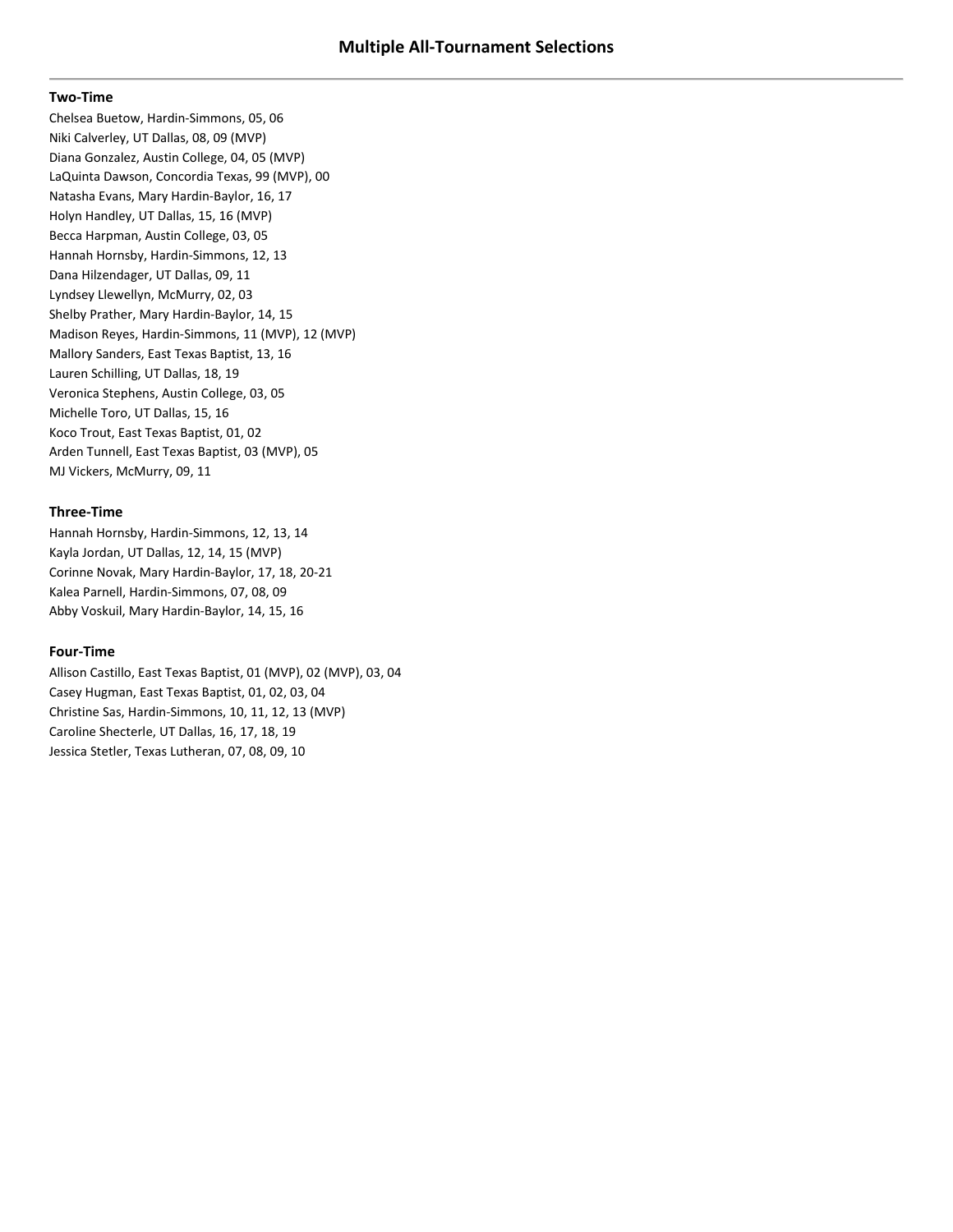# Multiple All-Tournament Selections

### Two-Time

Chelsea Buetow, Hardin-Simmons, 05, 06
Niki Calverley, UT Dallas, 08, 09 (MVP)
Diana Gonzalez, Austin College, 04, 05 (MVP)
LaQuinta Dawson, Concordia Texas, 99 (MVP), 00
Natasha Evans, Mary Hardin-Baylor, 16, 17
Holyn Handley, UT Dallas, 15, 16 (MVP)
Becca Harpman, Austin College, 03, 05
Hannah Hornsby, Hardin-Simmons, 12, 13
Dana Hilzendager, UT Dallas, 09, 11
Lyndsey Llewellyn, McMurry, 02, 03
Shelby Prather, Mary Hardin-Baylor, 14, 15
Madison Reyes, Hardin-Simmons, 11 (MVP), 12 (MVP)
Mallory Sanders, East Texas Baptist, 13, 16
Lauren Schilling, UT Dallas, 18, 19
Veronica Stephens, Austin College, 03, 05
Michelle Toro, UT Dallas, 15, 16
Koco Trout, East Texas Baptist, 01, 02
Arden Tunnell, East Texas Baptist, 03 (MVP), 05
MJ Vickers, McMurry, 09, 11

### Three-Time

Hannah Hornsby, Hardin-Simmons, 12, 13, 14
Kayla Jordan, UT Dallas, 12, 14, 15 (MVP)
Corinne Novak, Mary Hardin-Baylor, 17, 18, 20-21
Kalea Parnell, Hardin-Simmons, 07, 08, 09
Abby Voskuil, Mary Hardin-Baylor, 14, 15, 16

### Four-Time

Allison Castillo, East Texas Baptist, 01 (MVP), 02 (MVP), 03, 04
Casey Hugman, East Texas Baptist, 01, 02, 03, 04
Christine Sas, Hardin-Simmons, 10, 11, 12, 13 (MVP)
Caroline Shecterle, UT Dallas, 16, 17, 18, 19
Jessica Stetler, Texas Lutheran, 07, 08, 09, 10